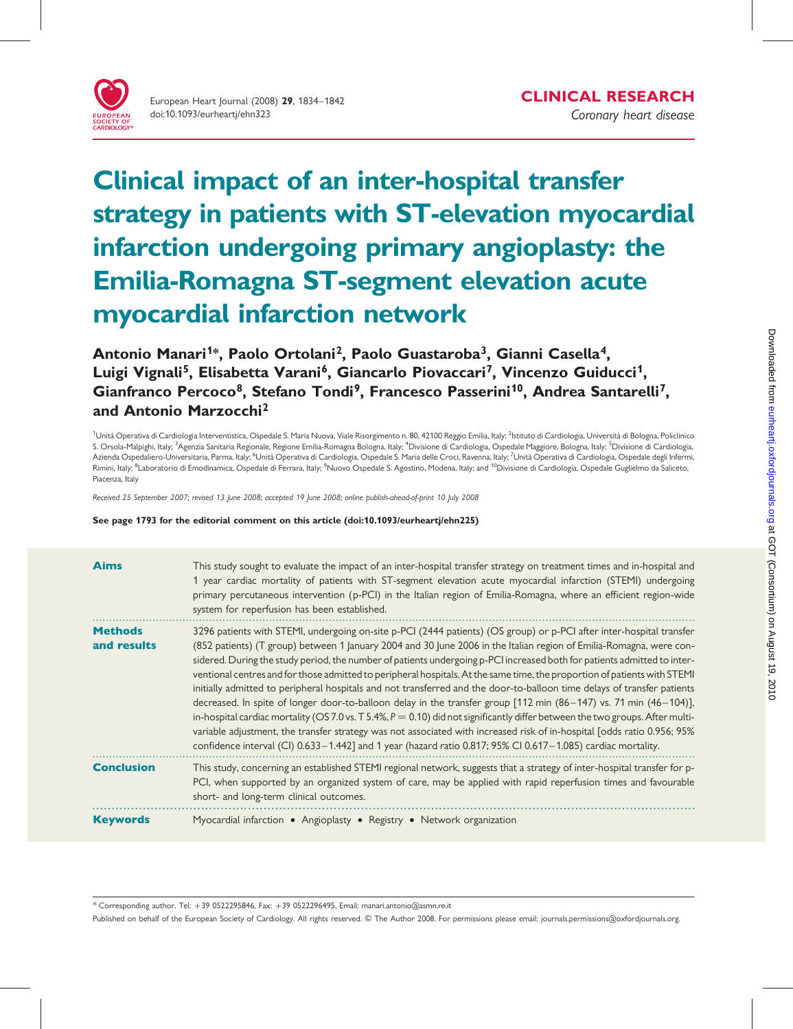CLINICAL RESEARCH

*Coronary heart disease*

# Clinical impact of an inter-hospital transfer strategy in patients with ST-elevation myocardial infarction undergoing primary angioplasty: the Emilia-Romagna ST-segment elevation acute myocardial infarction network

**Antonio Manari[1]*, Paolo Ortolani[2], Paolo Guastaroba[3], Gianni Casella[4], Luigi Vignali[5], Elisabetta Varani[6], Giancarlo Piovaccari[7], Vincenzo Guiducci[1], Gianfranco Percoco[8], Stefano Tondi[9], Francesco Passerini[10], Andrea Santarelli[7], and Antonio Marzocchi[2]**

[1]Unità Operativa di Cardiologia Interventistica, Ospedale S. Maria Nuova, Viale Risorgimento n. 80, 42100 Reggio Emilia, Italy; [2]Istituto di Cardiologia, Università di Bologna, Policlinico S. Orsola-Malpighi, Italy; [3]Agenzia Sanitaria Regionale, Regione Emilia-Romagna Bologna, Italy; [4]Divisione di Cardiologia, Ospedale Maggiore, Bologna, Italy; [5]Divisione di Cardiologia, Azienda Ospedaliero-Universitaria, Parma, Italy; [6]Unità Operativa di Cardiologia, Ospedale S. Maria delle Croci, Ravenna, Italy; [7]Unità Operativa di Cardiologia, Ospedale degli Infermi, Rimini, Italy; [8]Laboratorio di Emodinamica, Ospedale di Ferrara, Italy; [9]Nuovo Ospedale S. Agostino, Modena, Italy; and [10]Divisione di Cardiologia, Ospedale Guglielmo da Saliceto, Piacenza, Italy

*Received 25 September 2007; revised 13 June 2008; accepted 19 June 2008; online publish-ahead-of-print 10 July 2008*

**See page 1793 for the editorial comment on this article (doi:10.1093/eurheartj/ehn225)**

**Aims** This study sought to evaluate the impact of an inter-hospital transfer strategy on treatment times and in-hospital and 1 year cardiac mortality of patients with ST-segment elevation acute myocardial infarction (STEMI) undergoing primary percutaneous intervention (p-PCI) in the Italian region of Emilia-Romagna, where an efficient region-wide system for reperfusion has been established.

**Methods and results** 3296 patients with STEMI, undergoing on-site p-PCI (2444 patients) (OS group) or p-PCI after inter-hospital transfer (852 patients) (T group) between 1 January 2004 and 30 June 2006 in the Italian region of Emilia-Romagna, were considered. During the study period, the number of patients undergoing p-PCI increased both for patients admitted to interventional centres and for those admitted to peripheral hospitals. At the same time, the proportion of patients with STEMI initially admitted to peripheral hospitals and not transferred and the door-to-balloon time delays of transfer patients decreased. In spite of longer door-to-balloon delay in the transfer group [112 min (86–147) vs. 71 min (46–104)], in-hospital cardiac mortality (OS 7.0 vs. T 5.4%, $P = 0.10$) did not significantly differ between the two groups. After multivariable adjustment, the transfer strategy was not associated with increased risk of in-hospital [odds ratio 0.956; 95% confidence interval (CI) 0.633–1.442] and 1 year (hazard ratio 0.817; 95% CI 0.617–1.085) cardiac mortality.

**Conclusion** This study, concerning an established STEMI regional network, suggests that a strategy of inter-hospital transfer for p-PCI, when supported by an organized system of care, may be applied with rapid reperfusion times and favourable short- and long-term clinical outcomes.

**Keywords** Myocardial infarction • Angioplasty • Registry • Network organization

* Corresponding author. Tel: +39 0522295846, Fax: +39 0522296495, Email: manari.antonio@asmn.re.it

Published on behalf of the European Society of Cardiology. All rights reserved. © The Author 2008. For permissions please email: journals.permissions@oxfordjournals.org.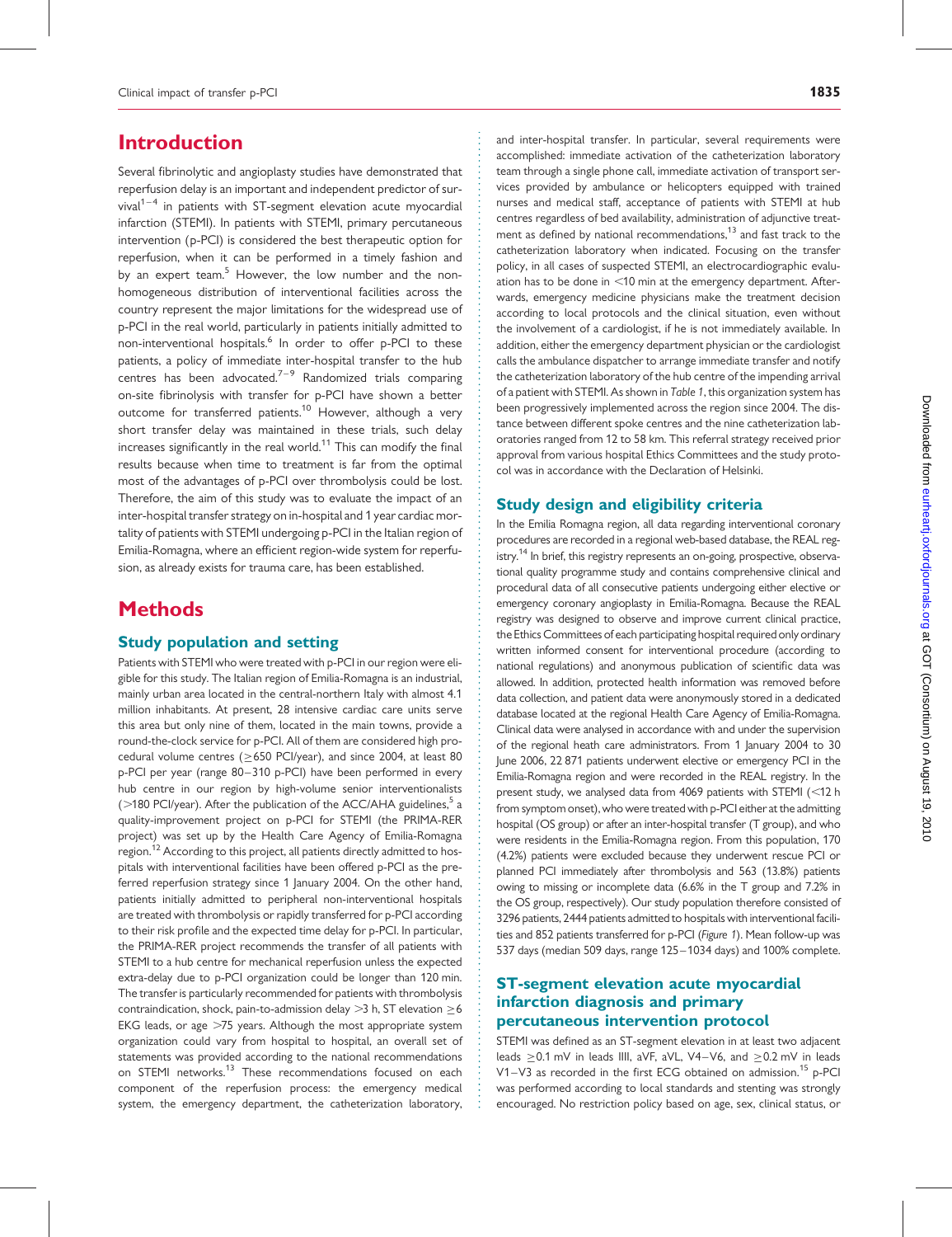# Introduction

Several fibrinolytic and angioplasty studies have demonstrated that reperfusion delay is an important and independent predictor of survival[1–4] in patients with ST-segment elevation acute myocardial infarction (STEMI). In patients with STEMI, primary percutaneous intervention (p-PCI) is considered the best therapeutic option for reperfusion, when it can be performed in a timely fashion and by an expert team.[5] However, the low number and the non-homogeneous distribution of interventional facilities across the country represent the major limitations for the widespread use of p-PCI in the real world, particularly in patients initially admitted to non-interventional hospitals.[6] In order to offer p-PCI to these patients, a policy of immediate inter-hospital transfer to the hub centres has been advocated.[7–9] Randomized trials comparing on-site fibrinolysis with transfer for p-PCI have shown a better outcome for transferred patients.[10] However, although a very short transfer delay was maintained in these trials, such delay increases significantly in the real world.[11] This can modify the final results because when time to treatment is far from the optimal most of the advantages of p-PCI over thrombolysis could be lost. Therefore, the aim of this study was to evaluate the impact of an inter-hospital transfer strategy on in-hospital and 1 year cardiac mortality of patients with STEMI undergoing p-PCI in the Italian region of Emilia-Romagna, where an efficient region-wide system for reperfusion, as already exists for trauma care, has been established.

# Methods

## Study population and setting

Patients with STEMI who were treated with p-PCI in our region were eligible for this study. The Italian region of Emilia-Romagna is an industrial, mainly urban area located in the central-northern Italy with almost 4.1 million inhabitants. At present, 28 intensive cardiac care units serve this area but only nine of them, located in the main towns, provide a round-the-clock service for p-PCI. All of them are considered high procedural volume centres (≥650 PCI/year), and since 2004, at least 80 p-PCI per year (range 80–310 p-PCI) have been performed in every hub centre in our region by high-volume senior interventionalists (>180 PCI/year). After the publication of the ACC/AHA guidelines,[5] a quality-improvement project on p-PCI for STEMI (the PRIMA-RER project) was set up by the Health Care Agency of Emilia-Romagna region.[12] According to this project, all patients directly admitted to hospitals with interventional facilities have been offered p-PCI as the preferred reperfusion strategy since 1 January 2004. On the other hand, patients initially admitted to peripheral non-interventional hospitals are treated with thrombolysis or rapidly transferred for p-PCI according to their risk profile and the expected time delay for p-PCI. In particular, the PRIMA-RER project recommends the transfer of all patients with STEMI to a hub centre for mechanical reperfusion unless the expected extra-delay due to p-PCI organization could be longer than 120 min. The transfer is particularly recommended for patients with thrombolysis contraindication, shock, pain-to-admission delay >3 h, ST elevation ≥6 EKG leads, or age >75 years. Although the most appropriate system organization could vary from hospital to hospital, an overall set of statements was provided according to the national recommendations on STEMI networks.[13] These recommendations focused on each component of the reperfusion process: the emergency medical system, the emergency department, the catheterization laboratory, and inter-hospital transfer. In particular, several requirements were accomplished: immediate activation of the catheterization laboratory team through a single phone call, immediate activation of transport services provided by ambulance or helicopters equipped with trained nurses and medical staff, acceptance of patients with STEMI at hub centres regardless of bed availability, administration of adjunctive treatment as defined by national recommendations,[13] and fast track to the catheterization laboratory when indicated. Focusing on the transfer policy, in all cases of suspected STEMI, an electrocardiographic evaluation has to be done in <10 min at the emergency department. Afterwards, emergency medicine physicians make the treatment decision according to local protocols and the clinical situation, even without the involvement of a cardiologist, if he is not immediately available. In addition, either the emergency department physician or the cardiologist calls the ambulance dispatcher to arrange immediate transfer and notify the catheterization laboratory of the hub centre of the impending arrival of a patient with STEMI. As shown in *Table 1*, this organization system has been progressively implemented across the region since 2004. The distance between different spoke centres and the nine catheterization laboratories ranged from 12 to 58 km. This referral strategy received prior approval from various hospital Ethics Committees and the study protocol was in accordance with the Declaration of Helsinki.

## Study design and eligibility criteria

In the Emilia Romagna region, all data regarding interventional coronary procedures are recorded in a regional web-based database, the REAL registry.[14] In brief, this registry represents an on-going, prospective, observational quality programme study and contains comprehensive clinical and procedural data of all consecutive patients undergoing either elective or emergency coronary angioplasty in Emilia-Romagna. Because the REAL registry was designed to observe and improve current clinical practice, the Ethics Committees of each participating hospital required only ordinary written informed consent for interventional procedure (according to national regulations) and anonymous publication of scientific data was allowed. In addition, protected health information was removed before data collection, and patient data were anonymously stored in a dedicated database located at the regional Health Care Agency of Emilia-Romagna. Clinical data were analysed in accordance with and under the supervision of the regional heath care administrators. From 1 January 2004 to 30 June 2006, 22 871 patients underwent elective or emergency PCI in the Emilia-Romagna region and were recorded in the REAL registry. In the present study, we analysed data from 4069 patients with STEMI (<12 h from symptom onset), who were treated with p-PCI either at the admitting hospital (OS group) or after an inter-hospital transfer (T group), and who were residents in the Emilia-Romagna region. From this population, 170 (4.2%) patients were excluded because they underwent rescue PCI or planned PCI immediately after thrombolysis and 563 (13.8%) patients owing to missing or incomplete data (6.6% in the T group and 7.2% in the OS group, respectively). Our study population therefore consisted of 3296 patients, 2444 patients admitted to hospitals with interventional facilities and 852 patients transferred for p-PCI (*Figure 1*). Mean follow-up was 537 days (median 509 days, range 125–1034 days) and 100% complete.

## ST-segment elevation acute myocardial infarction diagnosis and primary percutaneous intervention protocol

STEMI was defined as an ST-segment elevation in at least two adjacent leads ≥0.1 mV in leads IIII, aVF, aVL, V4–V6, and ≥0.2 mV in leads V1–V3 as recorded in the first ECG obtained on admission.[15] p-PCI was performed according to local standards and stenting was strongly encouraged. No restriction policy based on age, sex, clinical status, or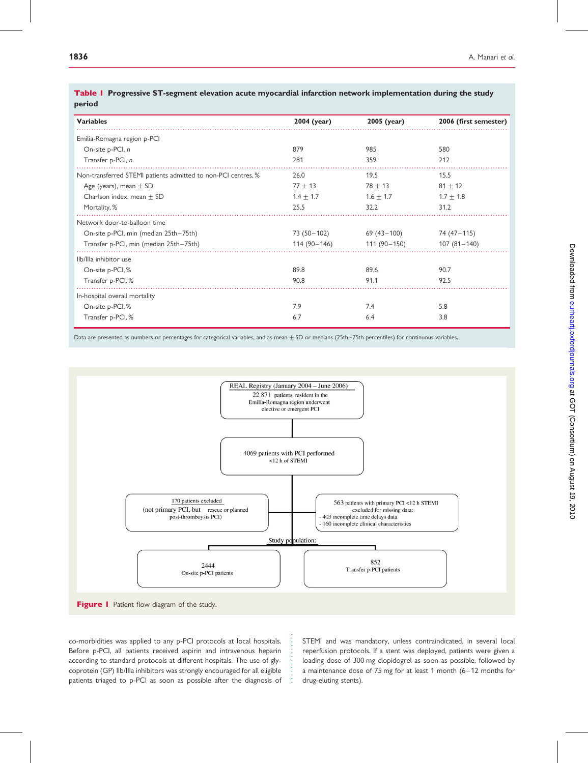**Table 1** Progressive ST-segment elevation acute myocardial infarction network implementation during the study period

| Variables | 2004 (year) | 2005 (year) | 2006 (first semester) |
|---|---|---|---|
| Emilia-Romagna region p-PCI | | | |
| On-site p-PCI, *n* | 879 | 985 | 580 |
| Transfer p-PCI, *n* | 281 | 359 | 212 |
| Non-transferred STEMI patients admitted to non-PCI centres, % | 26.0 | 19.5 | 15.5 |
| Age (years), mean ± SD | 77 ± 13 | 78 ± 13 | 81 ± 12 |
| Charlson index, mean ± SD | 1.4 ± 1.7 | 1.6 ± 1.7 | 1.7 ± 1.8 |
| Mortality, % | 25.5 | 32.2 | 31.2 |
| Network door-to-balloon time | | | |
| On-site p-PCI, min (median 25th–75th) | 73 (50–102) | 69 (43–100) | 74 (47–115) |
| Transfer p-PCI, min (median 25th–75th) | 114 (90–146) | 111 (90–150) | 107 (81–140) |
| IIb/IIIa inhibitor use | | | |
| On-site p-PCI, % | 89.8 | 89.6 | 90.7 |
| Transfer p-PCI, % | 90.8 | 91.1 | 92.5 |
| In-hospital overall mortality | | | |
| On-site p-PCI, % | 7.9 | 7.4 | 5.8 |
| Transfer p-PCI, % | 6.7 | 6.4 | 3.8 |

Data are presented as numbers or percentages for categorical variables, and as mean ± SD or medians (25th–75th percentiles) for continuous variables.

REAL Registry (January 2004 – June 2006)
22 871 patients, resident in the Emilia-Romagna region underwent elective or emergent PCI

4069 patients with PCI performed <12 h of STEMI

170 patients excluded (not primary PCI, but rescue or planned post-thrombolysis PCI)

563 patients with primary PCI <12 h STEMI excluded for missing data:
- 403 incomplete time delays data
- 160 incomplete clinical characteristics

Study population:

2444 On-site p-PCI patients

852 Transfer p-PCI patients

**Figure 1** Patient flow diagram of the study.

co-morbidities was applied to any p-PCI protocols at local hospitals. Before p-PCI, all patients received aspirin and intravenous heparin according to standard protocols at different hospitals. The use of glycoprotein (GP) IIb/IIIa inhibitors was strongly encouraged for all eligible patients triaged to p-PCI as soon as possible after the diagnosis of STEMI and was mandatory, unless contraindicated, in several local reperfusion protocols. If a stent was deployed, patients were given a loading dose of 300 mg clopidogrel as soon as possible, followed by a maintenance dose of 75 mg for at least 1 month (6–12 months for drug-eluting stents).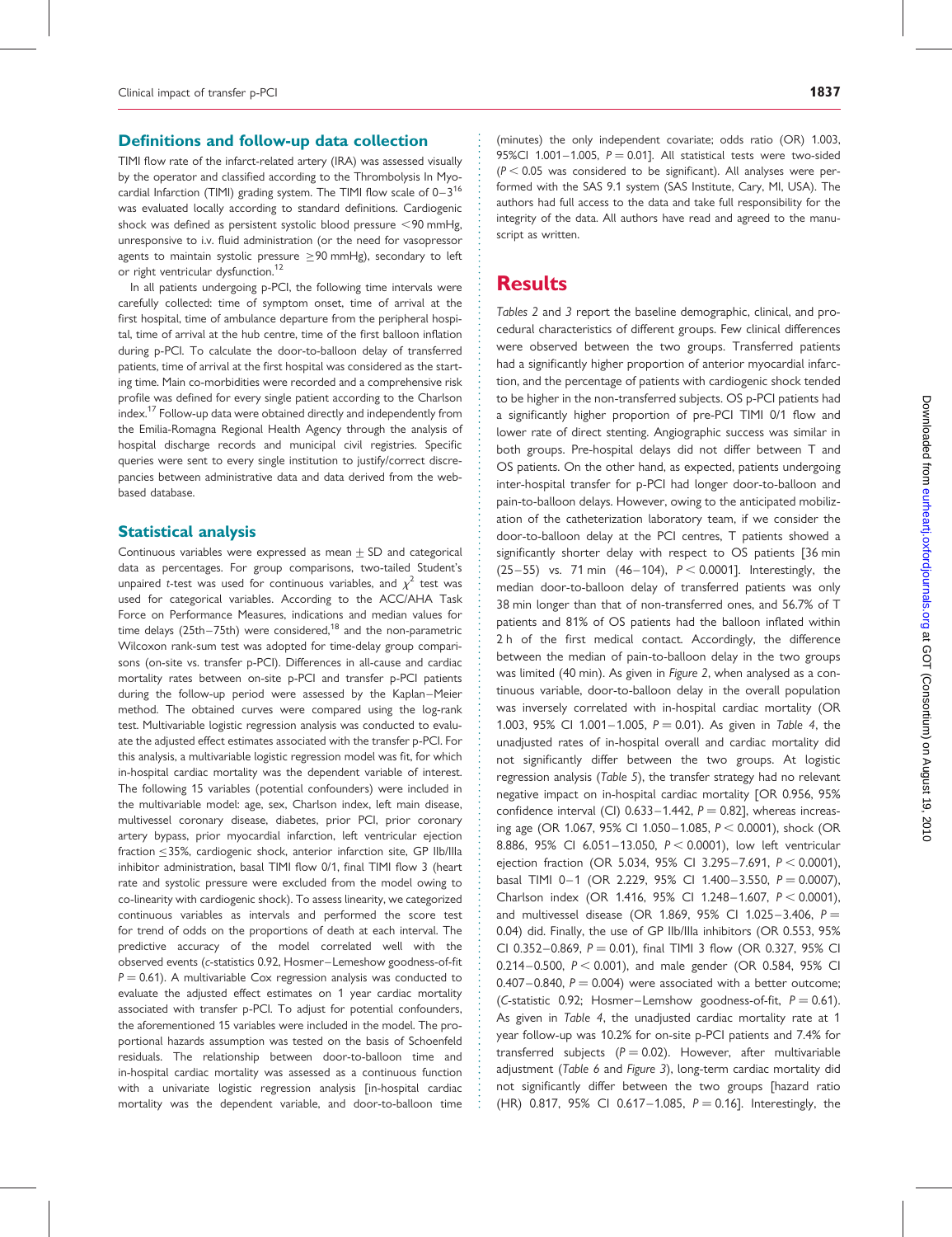## Definitions and follow-up data collection

TIMI flow rate of the infarct-related artery (IRA) was assessed visually by the operator and classified according to the Thrombolysis In Myocardial Infarction (TIMI) grading system. The TIMI flow scale of 0–3[16] was evaluated locally according to standard definitions. Cardiogenic shock was defined as persistent systolic blood pressure <90 mmHg, unresponsive to i.v. fluid administration (or the need for vasopressor agents to maintain systolic pressure ≥90 mmHg), secondary to left or right ventricular dysfunction.[12]

In all patients undergoing p-PCI, the following time intervals were carefully collected: time of symptom onset, time of arrival at the first hospital, time of ambulance departure from the peripheral hospital, time of arrival at the hub centre, time of the first balloon inflation during p-PCI. To calculate the door-to-balloon delay of transferred patients, time of arrival at the first hospital was considered as the starting time. Main co-morbidities were recorded and a comprehensive risk profile was defined for every single patient according to the Charlson index.[17] Follow-up data were obtained directly and independently from the Emilia-Romagna Regional Health Agency through the analysis of hospital discharge records and municipal civil registries. Specific queries were sent to every single institution to justify/correct discrepancies between administrative data and data derived from the web-based database.

## Statistical analysis

Continuous variables were expressed as mean ± SD and categorical data as percentages. For group comparisons, two-tailed Student's unpaired *t*-test was used for continuous variables, and $\chi^2$ test was used for categorical variables. According to the ACC/AHA Task Force on Performance Measures, indications and median values for time delays (25th–75th) were considered,[18] and the non-parametric Wilcoxon rank-sum test was adopted for time-delay group comparisons (on-site vs. transfer p-PCI). Differences in all-cause and cardiac mortality rates between on-site p-PCI and transfer p-PCI patients during the follow-up period were assessed by the Kaplan–Meier method. The obtained curves were compared using the log-rank test. Multivariable logistic regression analysis was conducted to evaluate the adjusted effect estimates associated with the transfer p-PCI. For this analysis, a multivariable logistic regression model was fit, for which in-hospital cardiac mortality was the dependent variable of interest. The following 15 variables (potential confounders) were included in the multivariable model: age, sex, Charlson index, left main disease, multivessel coronary disease, diabetes, prior PCI, prior coronary artery bypass, prior myocardial infarction, left ventricular ejection fraction ≤35%, cardiogenic shock, anterior infarction site, GP IIb/IIIa inhibitor administration, basal TIMI flow 0/1, final TIMI flow 3 (heart rate and systolic pressure were excluded from the model owing to co-linearity with cardiogenic shock). To assess linearity, we categorized continuous variables as intervals and performed the score test for trend of odds on the proportions of death at each interval. The predictive accuracy of the model correlated well with the observed events (*c*-statistics 0.92, Hosmer–Lemeshow goodness-of-fit $P = 0.61$). A multivariable Cox regression analysis was conducted to evaluate the adjusted effect estimates on 1 year cardiac mortality associated with transfer p-PCI. To adjust for potential confounders, the aforementioned 15 variables were included in the model. The proportional hazards assumption was tested on the basis of Schoenfeld residuals. The relationship between door-to-balloon time and in-hospital cardiac mortality was assessed as a continuous function with a univariate logistic regression analysis [in-hospital cardiac mortality was the dependent variable, and door-to-balloon time (minutes) the only independent covariate; odds ratio (OR) 1.003, 95%CI 1.001–1.005, $P = 0.01$]. All statistical tests were two-sided ($P < 0.05$ was considered to be significant). All analyses were performed with the SAS 9.1 system (SAS Institute, Cary, MI, USA). The authors had full access to the data and take full responsibility for the integrity of the data. All authors have read and agreed to the manuscript as written.

# Results

*Tables 2* and *3* report the baseline demographic, clinical, and procedural characteristics of different groups. Few clinical differences were observed between the two groups. Transferred patients had a significantly higher proportion of anterior myocardial infarction, and the percentage of patients with cardiogenic shock tended to be higher in the non-transferred subjects. OS p-PCI patients had a significantly higher proportion of pre-PCI TIMI 0/1 flow and lower rate of direct stenting. Angiographic success was similar in both groups. Pre-hospital delays did not differ between T and OS patients. On the other hand, as expected, patients undergoing inter-hospital transfer for p-PCI had longer door-to-balloon and pain-to-balloon delays. However, owing to the anticipated mobilization of the catheterization laboratory team, if we consider the door-to-balloon delay at the PCI centres, T patients showed a significantly shorter delay with respect to OS patients [36 min (25–55) vs. 71 min (46–104), $P < 0.0001$]. Interestingly, the median door-to-balloon delay of transferred patients was only 38 min longer than that of non-transferred ones, and 56.7% of T patients and 81% of OS patients had the balloon inflated within 2 h of the first medical contact. Accordingly, the difference between the median of pain-to-balloon delay in the two groups was limited (40 min). As given in *Figure 2*, when analysed as a continuous variable, door-to-balloon delay in the overall population was inversely correlated with in-hospital cardiac mortality (OR 1.003, 95% CI 1.001–1.005, $P = 0.01$). As given in *Table 4*, the unadjusted rates of in-hospital overall and cardiac mortality did not significantly differ between the two groups. At logistic regression analysis (*Table 5*), the transfer strategy had no relevant negative impact on in-hospital cardiac mortality [OR 0.956, 95% confidence interval (CI) 0.633–1.442, $P = 0.82$], whereas increasing age (OR 1.067, 95% CI 1.050–1.085, $P < 0.0001$), shock (OR 8.886, 95% CI 6.051–13.050, $P < 0.0001$), low left ventricular ejection fraction (OR 5.034, 95% CI 3.295–7.691, $P < 0.0001$), basal TIMI 0–1 (OR 2.229, 95% CI 1.400–3.550, $P = 0.0007$), Charlson index (OR 1.416, 95% CI 1.248–1.607, $P < 0.0001$), and multivessel disease (OR 1.869, 95% CI 1.025–3.406, $P = 0.04$) did. Finally, the use of GP IIb/IIIa inhibitors (OR 0.553, 95% CI 0.352–0.869, $P = 0.01$), final TIMI 3 flow (OR 0.327, 95% CI 0.214–0.500, $P < 0.001$), and male gender (OR 0.584, 95% CI 0.407–0.840, $P = 0.004$) were associated with a better outcome; (*C*-statistic 0.92; Hosmer–Lemshow goodness-of-fit, $P = 0.61$). As given in *Table 4*, the unadjusted cardiac mortality rate at 1 year follow-up was 10.2% for on-site p-PCI patients and 7.4% for transferred subjects ($P = 0.02$). However, after multivariable adjustment (*Table 6* and *Figure 3*), long-term cardiac mortality did not significantly differ between the two groups [hazard ratio (HR) 0.817, 95% CI 0.617–1.085, $P = 0.16$]. Interestingly, the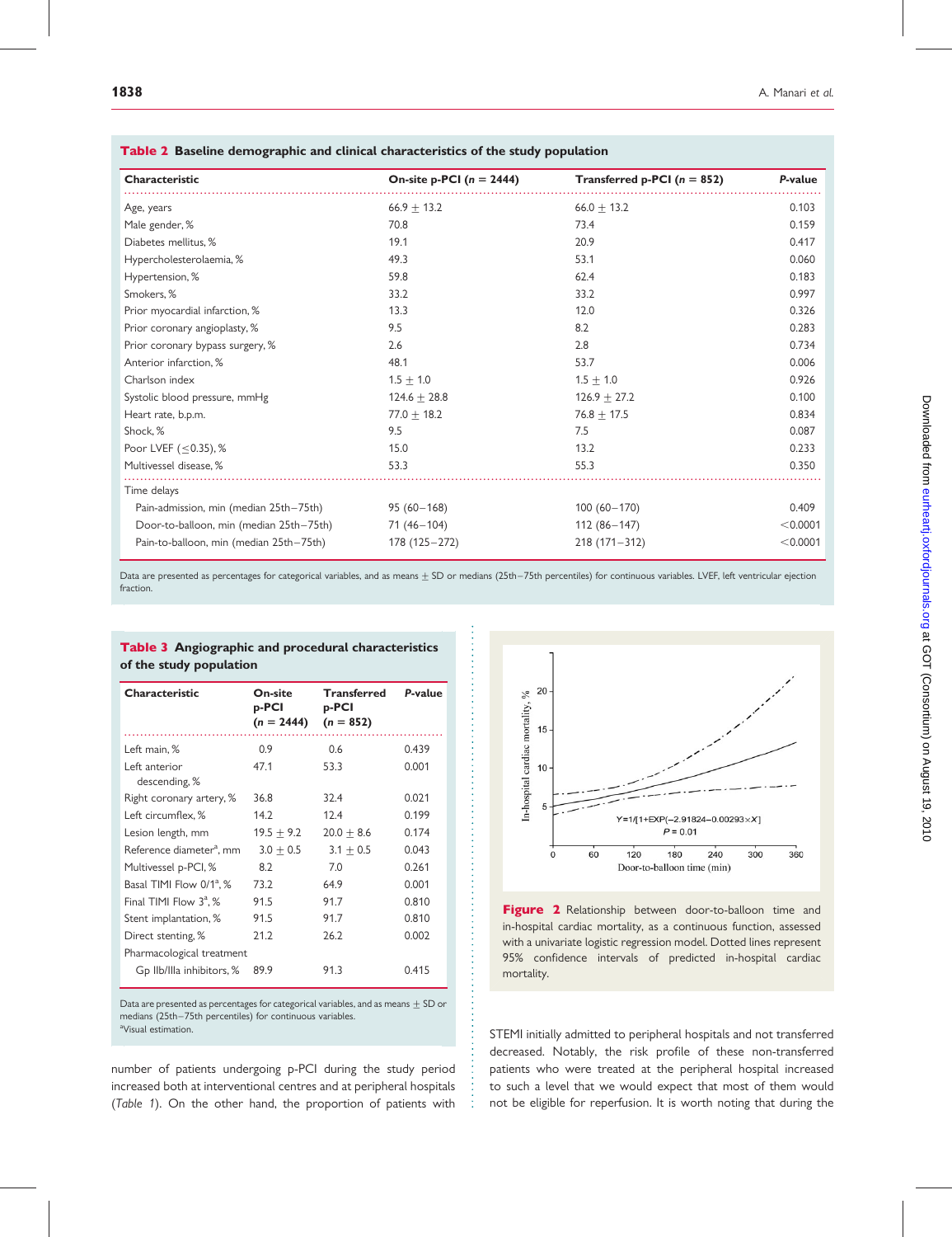**Table 2** Baseline demographic and clinical characteristics of the study population

| Characteristic | On-site p-PCI ($n = 2444$) | Transferred p-PCI ($n = 852$) | P-value |
|---|---|---|---|
| Age, years | 66.9 ± 13.2 | 66.0 ± 13.2 | 0.103 |
| Male gender, % | 70.8 | 73.4 | 0.159 |
| Diabetes mellitus, % | 19.1 | 20.9 | 0.417 |
| Hypercholesterolaemia, % | 49.3 | 53.1 | 0.060 |
| Hypertension, % | 59.8 | 62.4 | 0.183 |
| Smokers, % | 33.2 | 33.2 | 0.997 |
| Prior myocardial infarction, % | 13.3 | 12.0 | 0.326 |
| Prior coronary angioplasty, % | 9.5 | 8.2 | 0.283 |
| Prior coronary bypass surgery, % | 2.6 | 2.8 | 0.734 |
| Anterior infarction, % | 48.1 | 53.7 | 0.006 |
| Charlson index | 1.5 ± 1.0 | 1.5 ± 1.0 | 0.926 |
| Systolic blood pressure, mmHg | 124.6 ± 28.8 | 126.9 ± 27.2 | 0.100 |
| Heart rate, b.p.m. | 77.0 ± 18.2 | 76.8 ± 17.5 | 0.834 |
| Shock, % | 9.5 | 7.5 | 0.087 |
| Poor LVEF (≤0.35), % | 15.0 | 13.2 | 0.233 |
| Multivessel disease, % | 53.3 | 55.3 | 0.350 |
| Time delays | | | |
| Pain-admission, min (median 25th–75th) | 95 (60–168) | 100 (60–170) | 0.409 |
| Door-to-balloon, min (median 25th–75th) | 71 (46–104) | 112 (86–147) | <0.0001 |
| Pain-to-balloon, min (median 25th–75th) | 178 (125–272) | 218 (171–312) | <0.0001 |

Data are presented as percentages for categorical variables, and as means ± SD or medians (25th–75th percentiles) for continuous variables. LVEF, left ventricular ejection fraction.

**Table 3** Angiographic and procedural characteristics of the study population

| Characteristic | On-site p-PCI ($n = 2444$) | Transferred p-PCI ($n = 852$) | P-value |
|---|---|---|---|
| Left main, % | 0.9 | 0.6 | 0.439 |
| Left anterior descending, % | 47.1 | 53.3 | 0.001 |
| Right coronary artery, % | 36.8 | 32.4 | 0.021 |
| Left circumflex, % | 14.2 | 12.4 | 0.199 |
| Lesion length, mm | 19.5 ± 9.2 | 20.0 ± 8.6 | 0.174 |
| Reference diameter[a], mm | 3.0 ± 0.5 | 3.1 ± 0.5 | 0.043 |
| Multivessel p-PCI, % | 8.2 | 7.0 | 0.261 |
| Basal TIMI Flow 0/1[a], % | 73.2 | 64.9 | 0.001 |
| Final TIMI Flow 3[a], % | 91.5 | 91.7 | 0.810 |
| Stent implantation, % | 91.5 | 91.7 | 0.810 |
| Direct stenting, % | 21.2 | 26.2 | 0.002 |
| Pharmacological treatment | | | |
| Gp IIb/IIIa inhibitors, % | 89.9 | 91.3 | 0.415 |

Data are presented as percentages for categorical variables, and as means ± SD or medians (25th–75th percentiles) for continuous variables.
[a]Visual estimation.

number of patients undergoing p-PCI during the study period increased both at interventional centres and at peripheral hospitals (*Table 1*). On the other hand, the proportion of patients with STEMI initially admitted to peripheral hospitals and not transferred decreased. Notably, the risk profile of these non-transferred patients who were treated at the peripheral hospital increased to such a level that we would expect that most of them would not be eligible for reperfusion. It is worth noting that during the

**Figure 2** Relationship between door-to-balloon time and in-hospital cardiac mortality, as a continuous function, assessed with a univariate logistic regression model. Dotted lines represent 95% confidence intervals of predicted in-hospital cardiac mortality.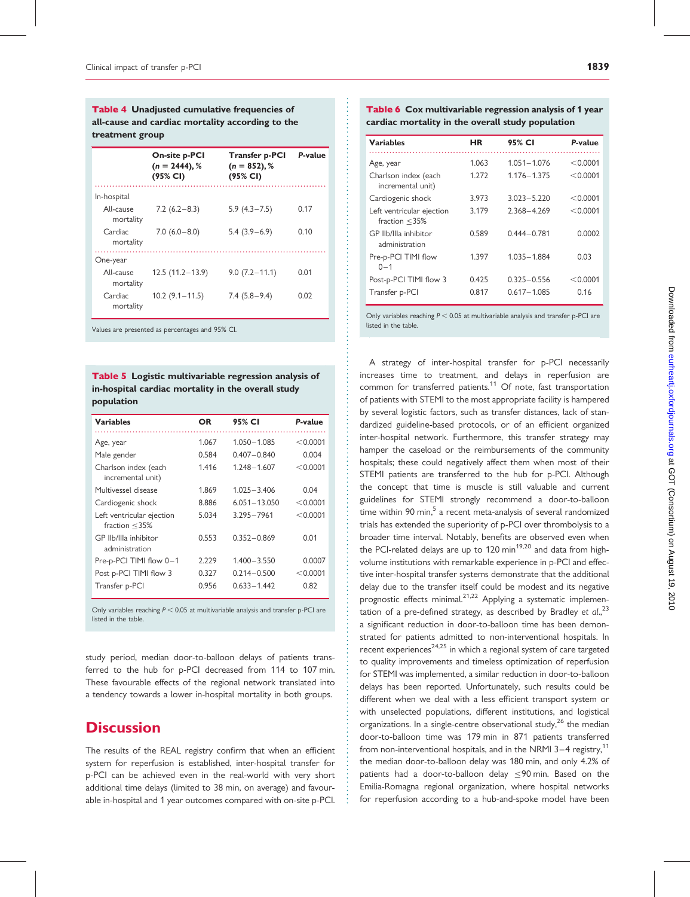**Table 4** Unadjusted cumulative frequencies of all-cause and cardiac mortality according to the treatment group

| | On-site p-PCI ($n$ = 2444), % (95% CI) | Transfer p-PCI ($n$ = 852), % (95% CI) | *P*-value |
|---|---|---|---|
| In-hospital | | | |
| All-cause mortality | 7.2 (6.2–8.3) | 5.9 (4.3–7.5) | 0.17 |
| Cardiac mortality | 7.0 (6.0–8.0) | 5.4 (3.9–6.9) | 0.10 |
| One-year | | | |
| All-cause mortality | 12.5 (11.2–13.9) | 9.0 (7.2–11.1) | 0.01 |
| Cardiac mortality | 10.2 (9.1–11.5) | 7.4 (5.8–9.4) | 0.02 |

Values are presented as percentages and 95% CI.

**Table 5** Logistic multivariable regression analysis of in-hospital cardiac mortality in the overall study population

| Variables | OR | 95% CI | *P*-value |
|---|---|---|---|
| Age, year | 1.067 | 1.050–1.085 | <0.0001 |
| Male gender | 0.584 | 0.407–0.840 | 0.004 |
| Charlson index (each incremental unit) | 1.416 | 1.248–1.607 | <0.0001 |
| Multivessel disease | 1.869 | 1.025–3.406 | 0.04 |
| Cardiogenic shock | 8.886 | 6.051–13.050 | <0.0001 |
| Left ventricular ejection fraction ≤35% | 5.034 | 3.295–7961 | <0.0001 |
| GP IIb/IIIa inhibitor administration | 0.553 | 0.352–0.869 | 0.01 |
| Pre-p-PCI TIMI flow 0–1 | 2.229 | 1.400–3.550 | 0.0007 |
| Post p-PCI TIMI flow 3 | 0.327 | 0.214–0.500 | <0.0001 |
| Transfer p-PCI | 0.956 | 0.633–1.442 | 0.82 |

Only variables reaching $P < 0.05$ at multivariable analysis and transfer p-PCI are listed in the table.

study period, median door-to-balloon delays of patients transferred to the hub for p-PCI decreased from 114 to 107 min. These favourable effects of the regional network translated into a tendency towards a lower in-hospital mortality in both groups.

# Discussion

The results of the REAL registry confirm that when an efficient system for reperfusion is established, inter-hospital transfer for p-PCI can be achieved even in the real-world with very short additional time delays (limited to 38 min, on average) and favourable in-hospital and 1 year outcomes compared with on-site p-PCI.

**Table 6** Cox multivariable regression analysis of 1 year cardiac mortality in the overall study population

| Variables | HR | 95% CI | *P*-value |
|---|---|---|---|
| Age, year | 1.063 | 1.051–1.076 | <0.0001 |
| Charlson index (each incremental unit) | 1.272 | 1.176–1.375 | <0.0001 |
| Cardiogenic shock | 3.973 | 3.023–5.220 | <0.0001 |
| Left ventricular ejection fraction ≤35% | 3.179 | 2.368–4.269 | <0.0001 |
| GP IIb/IIIa inhibitor administration | 0.589 | 0.444–0.781 | 0.0002 |
| Pre-p-PCI TIMI flow 0–1 | 1.397 | 1.035–1.884 | 0.03 |
| Post-p-PCI TIMI flow 3 | 0.425 | 0.325–0.556 | <0.0001 |
| Transfer p-PCI | 0.817 | 0.617–1.085 | 0.16 |

Only variables reaching $P < 0.05$ at multivariable analysis and transfer p-PCI are listed in the table.

A strategy of inter-hospital transfer for p-PCI necessarily increases time to treatment, and delays in reperfusion are common for transferred patients.[11] Of note, fast transportation of patients with STEMI to the most appropriate facility is hampered by several logistic factors, such as transfer distances, lack of standardized guideline-based protocols, or of an efficient organized inter-hospital network. Furthermore, this transfer strategy may hamper the caseload or the reimbursements of the community hospitals; these could negatively affect them when most of their STEMI patients are transferred to the hub for p-PCI. Although the concept that time is muscle is still valuable and current guidelines for STEMI strongly recommend a door-to-balloon time within 90 min,[5] a recent meta-analysis of several randomized trials has extended the superiority of p-PCI over thrombolysis to a broader time interval. Notably, benefits are observed even when the PCI-related delays are up to 120 min[19,20] and data from high-volume institutions with remarkable experience in p-PCI and effective inter-hospital transfer systems demonstrate that the additional delay due to the transfer itself could be modest and its negative prognostic effects minimal.[21,22] Applying a systematic implementation of a pre-defined strategy, as described by Bradley *et al.*,[23] a significant reduction in door-to-balloon time has been demonstrated for patients admitted to non-interventional hospitals. In recent experiences[24,25] in which a regional system of care targeted to quality improvements and timeless optimization of reperfusion for STEMI was implemented, a similar reduction in door-to-balloon delays has been reported. Unfortunately, such results could be different when we deal with a less efficient transport system or with unselected populations, different institutions, and logistical organizations. In a single-centre observational study,[26] the median door-to-balloon time was 179 min in 871 patients transferred from non-interventional hospitals, and in the NRMI 3–4 registry,[11] the median door-to-balloon delay was 180 min, and only 4.2% of patients had a door-to-balloon delay ≤90 min. Based on the Emilia-Romagna regional organization, where hospital networks for reperfusion according to a hub-and-spoke model have been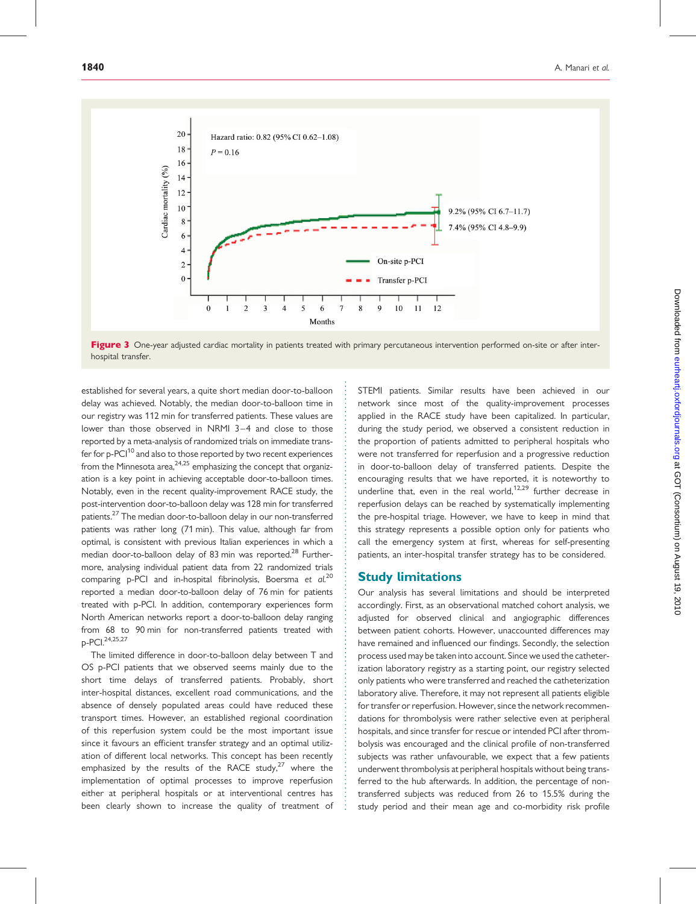Hazard ratio: 0.82 (95% CI 0.62–1.08)

$P = 0.16$

Cardiac mortality (%)

20
18
16
14
12
10
8
6
4
2
0

9.2% (95% CI 6.7–11.7)

7.4% (95% CI 4.8–9.9)

On-site p-PCI

Transfer p-PCI

0 1 2 3 4 5 6 7 8 9 10 11 12

Months

**Figure 3** One-year adjusted cardiac mortality in patients treated with primary percutaneous intervention performed on-site or after inter-hospital transfer.

established for several years, a quite short median door-to-balloon delay was achieved. Notably, the median door-to-balloon time in our registry was 112 min for transferred patients. These values are lower than those observed in NRMI 3–4 and close to those reported by a meta-analysis of randomized trials on immediate transfer for p-PCI[10] and also to those reported by two recent experiences from the Minnesota area,[24,25] emphasizing the concept that organization is a key point in achieving acceptable door-to-balloon times. Notably, even in the recent quality-improvement RACE study, the post-intervention door-to-balloon delay was 128 min for transferred patients.[27] The median door-to-balloon delay in our non-transferred patients was rather long (71 min). This value, although far from optimal, is consistent with previous Italian experiences in which a median door-to-balloon delay of 83 min was reported.[28] Furthermore, analysing individual patient data from 22 randomized trials comparing p-PCI and in-hospital fibrinolysis, Boersma *et al.*[20] reported a median door-to-balloon delay of 76 min for patients treated with p-PCI. In addition, contemporary experiences form North American networks report a door-to-balloon delay ranging from 68 to 90 min for non-transferred patients treated with p-PCI.[24,25,27]

The limited difference in door-to-balloon delay between T and OS p-PCI patients that we observed seems mainly due to the short time delays of transferred patients. Probably, short inter-hospital distances, excellent road communications, and the absence of densely populated areas could have reduced these transport times. However, an established regional coordination of this reperfusion system could be the most important issue since it favours an efficient transfer strategy and an optimal utilization of different local networks. This concept has been recently emphasized by the results of the RACE study,[27] where the implementation of optimal processes to improve reperfusion either at peripheral hospitals or at interventional centres has been clearly shown to increase the quality of treatment of STEMI patients. Similar results have been achieved in our network since most of the quality-improvement processes applied in the RACE study have been capitalized. In particular, during the study period, we observed a consistent reduction in the proportion of patients admitted to peripheral hospitals who were not transferred for reperfusion and a progressive reduction in door-to-balloon delay of transferred patients. Despite the encouraging results that we have reported, it is noteworthy to underline that, even in the real world,[12,29] further decrease in reperfusion delays can be reached by systematically implementing the pre-hospital triage. However, we have to keep in mind that this strategy represents a possible option only for patients who call the emergency system at first, whereas for self-presenting patients, an inter-hospital transfer strategy has to be considered.

## Study limitations

Our analysis has several limitations and should be interpreted accordingly. First, as an observational matched cohort analysis, we adjusted for observed clinical and angiographic differences between patient cohorts. However, unaccounted differences may have remained and influenced our findings. Secondly, the selection process used may be taken into account. Since we used the catheterization laboratory registry as a starting point, our registry selected only patients who were transferred and reached the catheterization laboratory alive. Therefore, it may not represent all patients eligible for transfer or reperfusion. However, since the network recommendations for thrombolysis were rather selective even at peripheral hospitals, and since transfer for rescue or intended PCI after thrombolysis was encouraged and the clinical profile of non-transferred subjects was rather unfavourable, we expect that a few patients underwent thrombolysis at peripheral hospitals without being transferred to the hub afterwards. In addition, the percentage of non-transferred subjects was reduced from 26 to 15.5% during the study period and their mean age and co-morbidity risk profile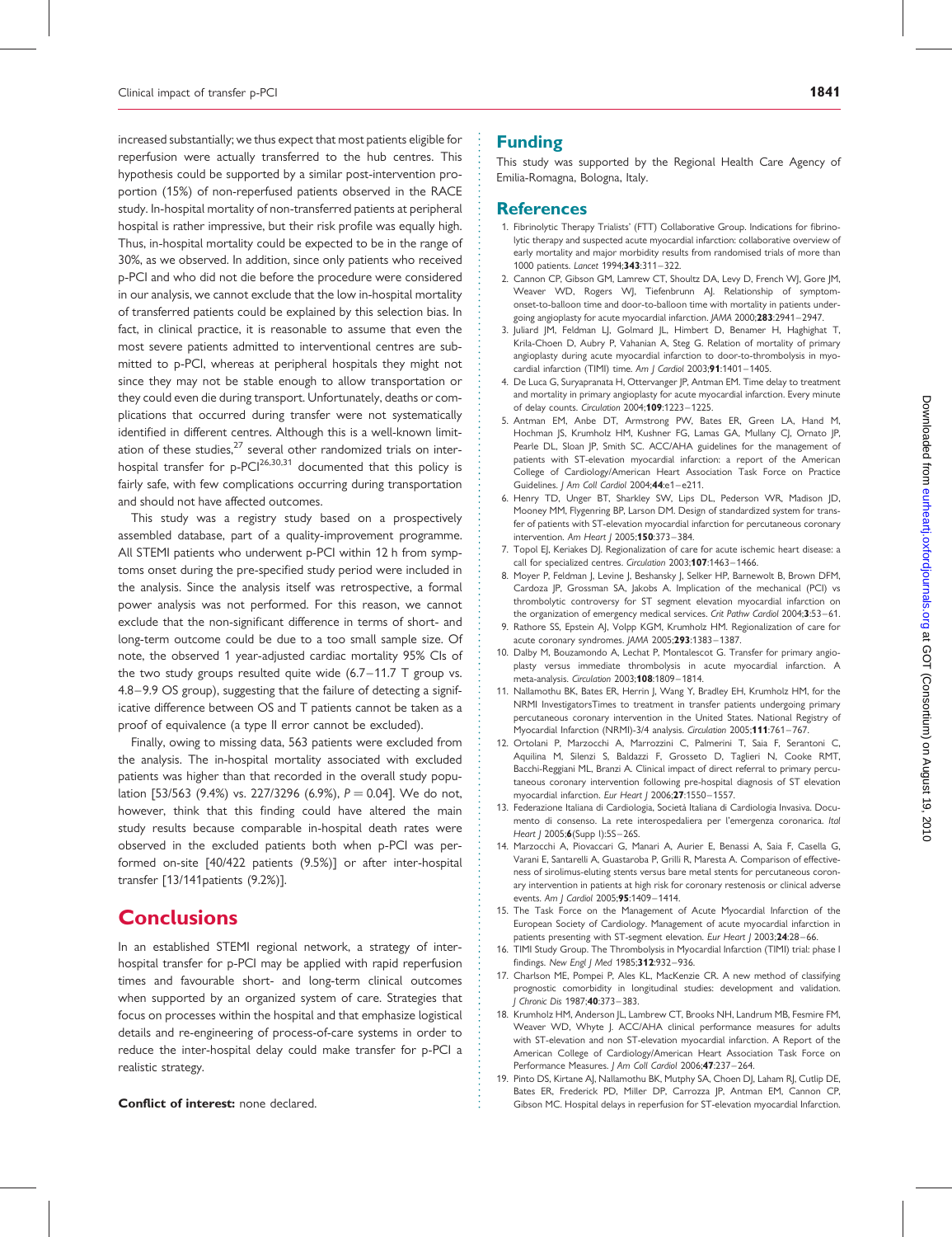increased substantially; we thus expect that most patients eligible for reperfusion were actually transferred to the hub centres. This hypothesis could be supported by a similar post-intervention proportion (15%) of non-reperfused patients observed in the RACE study. In-hospital mortality of non-transferred patients at peripheral hospital is rather impressive, but their risk profile was equally high. Thus, in-hospital mortality could be expected to be in the range of 30%, as we observed. In addition, since only patients who received p-PCI and who did not die before the procedure were considered in our analysis, we cannot exclude that the low in-hospital mortality of transferred patients could be explained by this selection bias. In fact, in clinical practice, it is reasonable to assume that even the most severe patients admitted to interventional centres are submitted to p-PCI, whereas at peripheral hospitals they might not since they may not be stable enough to allow transportation or they could even die during transport. Unfortunately, deaths or complications that occurred during transfer were not systematically identified in different centres. Although this is a well-known limitation of these studies,[27] several other randomized trials on inter-hospital transfer for p-PCI[26,30,31] documented that this policy is fairly safe, with few complications occurring during transportation and should not have affected outcomes.

This study was a registry study based on a prospectively assembled database, part of a quality-improvement programme. All STEMI patients who underwent p-PCI within 12 h from symptoms onset during the pre-specified study period were included in the analysis. Since the analysis itself was retrospective, a formal power analysis was not performed. For this reason, we cannot exclude that the non-significant difference in terms of short- and long-term outcome could be due to a too small sample size. Of note, the observed 1 year-adjusted cardiac mortality 95% CIs of the two study groups resulted quite wide (6.7–11.7 T group vs. 4.8–9.9 OS group), suggesting that the failure of detecting a significative difference between OS and T patients cannot be taken as a proof of equivalence (a type II error cannot be excluded).

Finally, owing to missing data, 563 patients were excluded from the analysis. The in-hospital mortality associated with excluded patients was higher than that recorded in the overall study population [53/563 (9.4%) vs. 227/3296 (6.9%), $P = 0.04$]. We do not, however, think that this finding could have altered the main study results because comparable in-hospital death rates were observed in the excluded patients both when p-PCI was performed on-site [40/422 patients (9.5%)] or after inter-hospital transfer [13/141patients (9.2%)].

# Conclusions

In an established STEMI regional network, a strategy of inter-hospital transfer for p-PCI may be applied with rapid reperfusion times and favourable short- and long-term clinical outcomes when supported by an organized system of care. Strategies that focus on processes within the hospital and that emphasize logistical details and re-engineering of process-of-care systems in order to reduce the inter-hospital delay could make transfer for p-PCI a realistic strategy.

**Conflict of interest:** none declared.

## Funding

This study was supported by the Regional Health Care Agency of Emilia-Romagna, Bologna, Italy.

## References

1. Fibrinolytic Therapy Trialists' (FTT) Collaborative Group. Indications for fibrinolytic therapy and suspected acute myocardial infarction: collaborative overview of early mortality and major morbidity results from randomised trials of more than 1000 patients. *Lancet* 1994;**343**:311–322.
2. Cannon CP, Gibson GM, Lamrew CT, Shoultz DA, Levy D, French WJ, Gore JM, Weaver WD, Rogers WJ, Tiefenbrunn AJ. Relationship of symptom-onset-to-balloon time and door-to-balloon time with mortality in patients undergoing angioplasty for acute myocardial infarction. *JAMA* 2000;**283**:2941–2947.
3. Juliard JM, Feldman LJ, Golmard JL, Himbert D, Benamer H, Haghighat T, Krila-Choen D, Aubry P, Vahanian A, Steg G. Relation of mortality of primary angioplasty during acute myocardial infarction to door-to-thrombolysis in myocardial infarction (TIMI) time. *Am J Cardiol* 2003;**91**:1401–1405.
4. De Luca G, Suryapranata H, Ottervanger JP, Antman EM. Time delay to treatment and mortality in primary angioplasty for acute myocardial infarction. Every minute of delay counts. *Circulation* 2004;**109**:1223–1225.
5. Antman EM, Anbe DT, Armstrong PW, Bates ER, Green LA, Hand M, Hochman JS, Krumholz HM, Kushner FG, Lamas GA, Mullany CJ, Ornato JP, Pearle DL, Sloan JP, Smith SC. ACC/AHA guidelines for the management of patients with ST-elevation myocardial infarction: a report of the American College of Cardiology/American Heart Association Task Force on Practice Guidelines. *J Am Coll Cardiol* 2004;**44**:e1–e211.
6. Henry TD, Unger BT, Sharkley SW, Lips DL, Pederson WR, Madison JD, Mooney MM, Flygenring BP, Larson DM. Design of standardized system for transfer of patients with ST-elevation myocardial infarction for percutaneous coronary intervention. *Am Heart J* 2005;**150**:373–384.
7. Topol EJ, Kieriakes DJ. Regionalization of care for acute ischemic heart disease: a call for specialized centres. *Circulation* 2003;**107**:1463–1466.
8. Moyer P, Feldman J, Levine J, Beshansky J, Selker HP, Barnewolt B, Brown DFM, Cardoza JP, Grossman SA, Jakobs A. Implication of the mechanical (PCI) vs thrombolytic controversy for ST segment elevation myocardial infarction on the organization of emergency medical services. *Crit Pathw Cardiol* 2004;**3**:53–61.
9. Rathore SS, Epstein AJ, Volpp KGM, Krumholz HM. Regionalization of care for acute coronary syndromes. *JAMA* 2005;**293**:1383–1387.
10. Dalby M, Bouzamondo A, Lechat P, Montalescot G. Transfer for primary angioplasty versus immediate thrombolysis in acute myocardial infarction. A meta-analysis. *Circulation* 2003;**108**:1809–1814.
11. Nallamothu BK, Bates ER, Herrin J, Wang Y, Bradley EH, Krumholz HM, for the NRMI InvestigatorsTimes to treatment in transfer patients undergoing primary percutaneous coronary intervention in the United States. National Registry of Myocardial Infarction (NRMI)-3/4 analysis. *Circulation* 2005;**111**:761–767.
12. Ortolani P, Marzocchi A, Marrozzini C, Palmerini T, Saia F, Serantoni C, Aquilina M, Silenzi S, Baldazzi F, Grosseto D, Taglieri N, Cooke RMT, Bacchi-Reggiani ML, Branzi A. Clinical impact of direct referral to primary percutaneous coronary intervention following pre-hospital diagnosis of ST elevation myocardial infarction. *Eur Heart J* 2006;**27**:1550–1557.
13. Federazione Italiana di Cardiologia, Società Italiana di Cardiologia Invasiva. Documento di consenso. La rete interospedaliera per l'emergenza coronarica. *Ital Heart J* 2005;**6**(Supp l):5S–26S.
14. Marzocchi A, Piovaccari G, Manari A, Aurier E, Benassi A, Saia F, Casella G, Varani E, Santarelli A, Guastaroba P, Grilli R, Maresta A. Comparison of effectiveness of sirolimus-eluting stents versus bare metal stents for percutaneous coronary intervention in patients at high risk for coronary restenosis or clinical adverse events. *Am J Cardiol* 2005;**95**:1409–1414.
15. The Task Force on the Management of Acute Myocardial Infarction of the European Society of Cardiology. Management of acute myocardial infarction in patients presenting with ST-segment elevation. *Eur Heart J* 2003;**24**:28–66.
16. TIMI Study Group. The Thrombolysis in Myocardial Infarction (TIMI) trial: phase I findings. *New Engl J Med* 1985;**312**:932–936.
17. Charlson ME, Pompei P, Ales KL, MacKenzie CR. A new method of classifying prognostic comorbidity in longitudinal studies: development and validation. *J Chronic Dis* 1987;**40**:373–383.
18. Krumholz HM, Anderson JL, Lambrew CT, Brooks NH, Landrum MB, Fesmire FM, Weaver WD, Whyte J. ACC/AHA clinical performance measures for adults with ST-elevation and non ST-elevation myocardial infarction. A Report of the American College of Cardiology/American Heart Association Task Force on Performance Measures. *J Am Coll Cardiol* 2006;**47**:237–264.
19. Pinto DS, Kirtane AJ, Nallamothu BK, Mutphy SA, Choen DJ, Laham RJ, Cutlip DE, Bates ER, Frederick PD, Miller DP, Carrozza JP, Antman EM, Cannon CP, Gibson MC. Hospital delays in reperfusion for ST-elevation myocardial Infarction.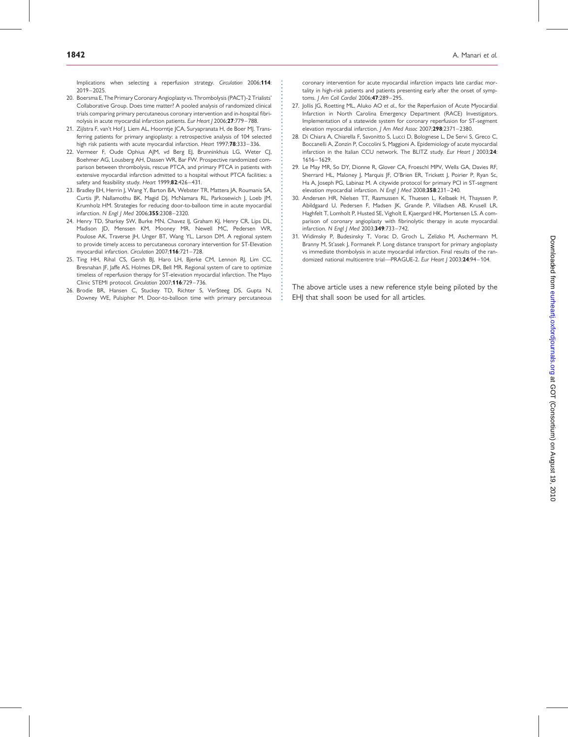Implications when selecting a reperfusion strategy. *Circulation* 2006;**114**: 2019–2025.

20. Boersma E, The Primary Coronary Angioplasty vs. Thrombolysis (PACT)-2 Trialists' Collaborative Group. Does time matter? A pooled analysis of randomized clinical trials comparing primary percutaneous coronary intervention and in-hospital fibrinolysis in acute myocardial infarction patients. *Eur Heart J* 2006;**27**:779–788.
21. Zijlstra F, van't Hof J, Liem AL, Hoorntje JCA, Suryapranata H, de Boer MJ. Transferring patients for primary angioplasty: a retrospective analysis of 104 selected high risk patients with acute myocardial infarction. *Heart* 1997;**78**:333–336.
22. Vermeer F, Oude Ophius AJM, vd Berg EJ, Brunninkhuis LG, Weter CJ, Boehmer AG, Lousberg AH, Dassen WR, Bar FW. Prospective randomized comparison between thrombolysis, rescue PTCA, and primary PTCA in patients with extensive myocardial infarction admitted to a hospital without PTCA facilities: a safety and feasibility study. *Heart* 1999;**82**:426–431.
23. Bradley EH, Herrin J, Wang Y, Barton BA, Webster TR, Mattera JA, Roumanis SA, Curtis JP, Nallamothu BK, Magid DJ, McNamara RL, Parkosewich J, Loeb JM, Krumholz HM. Strategies for reducing door-to-balloon time in acute myocardial infarction. *N Engl J Med* 2006;**355**:2308–2320.
24. Henry TD, Sharkey SW, Burke MN, Chavez IJ, Graham KJ, Henry CR, Lips DL, Madison JD, Menssen KM, Mooney MR, Newell MC, Pedersen WR, Poulose AK, Traverse JH, Unger BT, Wang YL, Larson DM. A regional system to provide timely access to percutaneous coronary intervention for ST-Elevation myocardial infarction. *Circulation* 2007;**116**:721–728.
25. Ting HH, Rihal CS, Gersh BJ, Haro LH, Bjerke CM, Lennon RJ, Lim CC, Bresnahan JF, Jaffe AS, Holmes DR, Bell MR. Regional system of care to optimize timeless of reperfusion therapy for ST-elevation myocardial infarction. The Mayo Clinic STEMI protocol. *Circulation* 2007;**116**:729–736.
26. Brodie BR, Hansen C, Stuckey TD, Richter S, VerSteeg DS, Gupta N, Downey WE, Pulsipher M. Door-to-balloon time with primary percutaneous coronary intervention for acute myocardial infarction impacts late cardiac mortality in high-risk patients and patients presenting early after the onset of symptoms. *J Am Coll Cardiol* 2006;**47**:289–295.
27. Jollis JG, Roetting ML, Aluko AO *et al*., for the Reperfusion of Acute Myocardial Infarction in North Carolina Emergency Department (RACE) Investigators. Implementation of a statewide system for coronary reperfusion for ST-segment elevation myocardial infarction. *J Am Med Assoc* 2007;**298**:2371–2380.
28. Di Chiara A, Chiarella F, Savonitto S, Lucci D, Bolognese L, De Servi S, Greco C, Boccanelli A, Zonzin P, Coccolini S, Maggioni A. Epidemiology of acute myocardial infarction in the Italian CCU network. The BLITZ study. *Eur Heart J* 2003;**24**: 1616–1629.
29. Le May MR, So DY, Dionne R, Glover CA, Froeschl MPV, Wells GA, Davies RF, Sherrard HL, Maloney J, Marquis JF, O'Brien ER, Trickett J, Poirier P, Ryan Sc, Ha A, Joseph PG, Labinaz M. A citywide protocol for primary PCI in ST-segment elevation myocardial infarction. *N Engl J Med* 2008;**358**:231–240.
30. Andersen HR, Nielsen TT, Rasmussen K, Thuesen L, Kelbaek H, Thayssen P, Abildgaard U, Pedersen F, Madsen JK, Grande P, Villadsen AB, Krusell LR, Haghfelt T, Lomholt P, Husted SE, Vigholt E, Kjaergard HK, Mortensen LS. A comparison of coronary angioplasty with fibrinolytic therapy in acute myocardial infarction. *N Engl J Med* 2003;**349**:733–742.
31. Widimsky P, Budesinsky T, Vorac D, Groch L, Zelizko M, Aschermann M, Branny M, St'asek J, Formanek P. Long distance transport for primary angioplasty vs immediate thombolysis in acute myocardial infarction. Final results of the randomized national multicentre trial—PRAGUE-2. *Eur Heart J* 2003;**24**:94–104.

The above article uses a new reference style being piloted by the EHJ that shall soon be used for all articles.